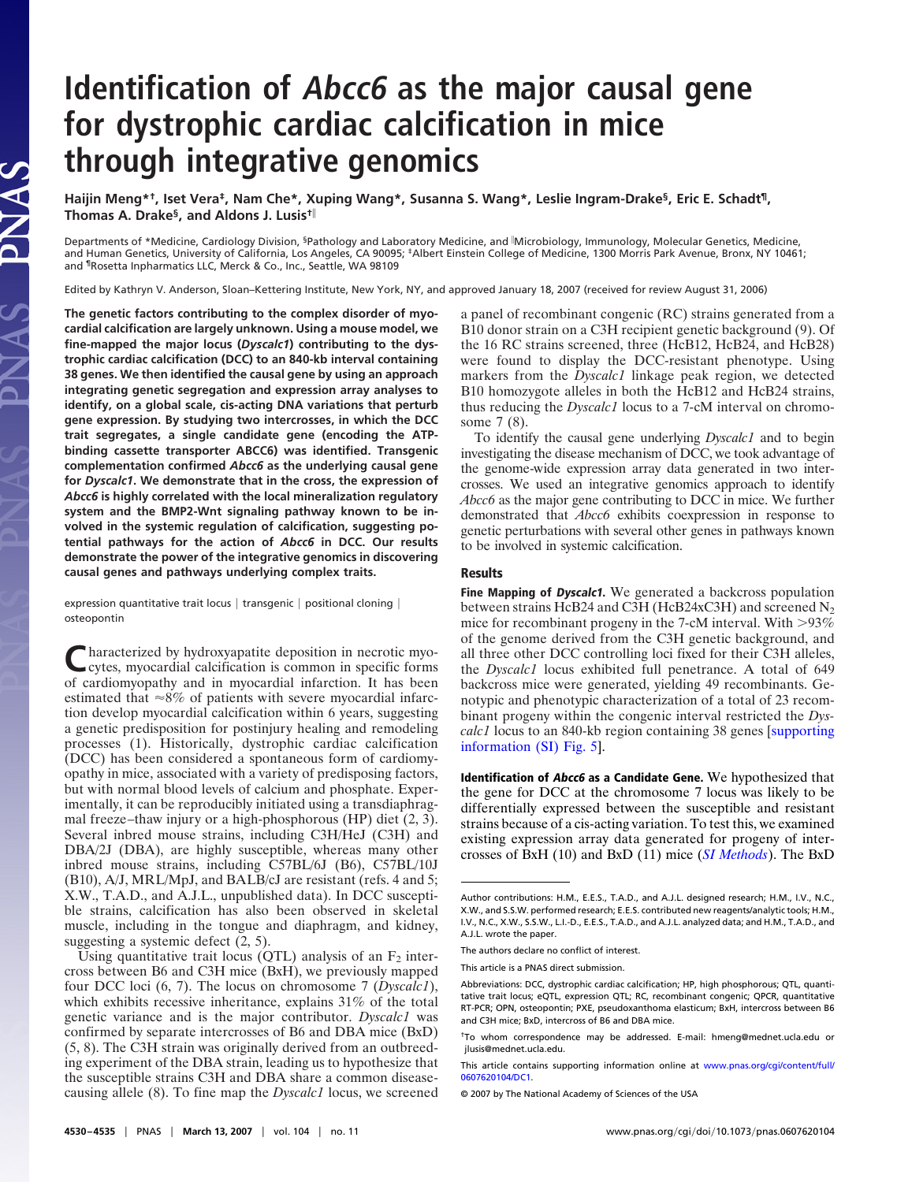# Identification of *Abcc6* as the major causal gene for dystrophic cardiac calcification in mice through integrative genomics

**Haijin Meng*†, Iset Vera‡, Nam Che*, Xuping Wang*, Susanna S. Wang*, Leslie Ingram-Drake§, Eric E. Schadt¶, Thomas A. Drake§, and Aldons J. Lusis†‖**

Departments of *Medicine, Cardiology Division, §Pathology and Laboratory Medicine, and ‖Microbiology, Immunology, Molecular Genetics, Medicine, and Human Genetics, University of California, Los Angeles, CA 90095; ‡Albert Einstein College of Medicine, 1300 Morris Park Avenue, Bronx, NY 10461; and ¶Rosetta Inpharmatics LLC, Merck & Co., Inc., Seattle, WA 98109

Edited by Kathryn V. Anderson, Sloan–Kettering Institute, New York, NY, and approved January 18, 2007 (received for review August 31, 2006)

**The genetic factors contributing to the complex disorder of myocardial calcification are largely unknown. Using a mouse model, we fine-mapped the major locus (*Dyscalc1*) contributing to the dystrophic cardiac calcification (DCC) to an 840-kb interval containing 38 genes. We then identified the causal gene by using an approach integrating genetic segregation and expression array analyses to identify, on a global scale, cis-acting DNA variations that perturb gene expression. By studying two intercrosses, in which the DCC trait segregates, a single candidate gene (encoding the ATP-binding cassette transporter ABCC6) was identified. Transgenic complementation confirmed *Abcc6* as the underlying causal gene for *Dyscalc1*. We demonstrate that in the cross, the expression of *Abcc6* is highly correlated with the local mineralization regulatory system and the BMP2-Wnt signaling pathway known to be involved in the systemic regulation of calcification, suggesting potential pathways for the action of *Abcc6* in DCC. Our results demonstrate the power of the integrative genomics in discovering causal genes and pathways underlying complex traits.**

expression quantitative trait locus | transgenic | positional cloning | osteopontin

Characterized by hydroxyapatite deposition in necrotic myocytes, myocardial calcification is common in specific forms of cardiomyopathy and in myocardial infarction. It has been estimated that ≈8% of patients with severe myocardial infarction develop myocardial calcification within 6 years, suggesting a genetic predisposition for postinjury healing and remodeling processes (1). Historically, dystrophic cardiac calcification (DCC) has been considered a spontaneous form of cardiomyopathy in mice, associated with a variety of predisposing factors, but with normal blood levels of calcium and phosphate. Experimentally, it can be reproducibly initiated using a transdiaphragmal freeze–thaw injury or a high-phosphorous (HP) diet (2, 3). Several inbred mouse strains, including C3H/HeJ (C3H) and DBA/2J (DBA), are highly susceptible, whereas many other inbred mouse strains, including C57BL/6J (B6), C57BL/10J (B10), A/J, MRL/MpJ, and BALB/cJ are resistant (refs. 4 and 5; X.W., T.A.D., and A.J.L., unpublished data). In DCC susceptible strains, calcification has also been observed in skeletal muscle, including in the tongue and diaphragm, and kidney, suggesting a systemic defect (2, 5).

Using quantitative trait locus (QTL) analysis of an $F_2$ intercross between B6 and C3H mice (BxH), we previously mapped four DCC loci (6, 7). The locus on chromosome 7 (*Dyscalc1*), which exhibits recessive inheritance, explains 31% of the total genetic variance and is the major contributor. *Dyscalc1* was confirmed by separate intercrosses of B6 and DBA mice (BxD) (5, 8). The C3H strain was originally derived from an outbreeding experiment of the DBA strain, leading us to hypothesize that the susceptible strains C3H and DBA share a common disease-causing allele (8). To fine map the *Dyscalc1* locus, we screened a panel of recombinant congenic (RC) strains generated from a B10 donor strain on a C3H recipient genetic background (9). Of the 16 RC strains screened, three (HcB12, HcB24, and HcB28) were found to display the DCC-resistant phenotype. Using markers from the *Dyscalc1* linkage peak region, we detected B10 homozygote alleles in both the HcB12 and HcB24 strains, thus reducing the *Dyscalc1* locus to a 7-cM interval on chromosome 7 (8).

To identify the causal gene underlying *Dyscalc1* and to begin investigating the disease mechanism of DCC, we took advantage of the genome-wide expression array data generated in two intercrosses. We used an integrative genomics approach to identify *Abcc6* as the major gene contributing to DCC in mice. We further demonstrated that *Abcc6* exhibits coexpression in response to genetic perturbations with several other genes in pathways known to be involved in systemic calcification.

## Results

**Fine Mapping of *Dyscalc1*.** We generated a backcross population between strains HcB24 and C3H (HcB24xC3H) and screened $N_2$ mice for recombinant progeny in the 7-cM interval. With >93% of the genome derived from the C3H genetic background, and all three other DCC controlling loci fixed for their C3H alleles, the *Dyscalc1* locus exhibited full penetrance. A total of 649 backcross mice were generated, yielding 49 recombinants. Genotypic and phenotypic characterization of a total of 23 recombinant progeny within the congenic interval restricted the *Dyscalc1* locus to an 840-kb region containing 38 genes [supporting information (SI) Fig. 5].

**Identification of *Abcc6* as a Candidate Gene.** We hypothesized that the gene for DCC at the chromosome 7 locus was likely to be differentially expressed between the susceptible and resistant strains because of a cis-acting variation. To test this, we examined existing expression array data generated for progeny of intercrosses of BxH (10) and BxD (11) mice (*SI Methods*). The BxD

Author contributions: H.M., E.E.S., T.A.D., and A.J.L. designed research; H.M., I.V., N.C., X.W., and S.S.W. performed research; E.E.S. contributed new reagents/analytic tools; H.M., I.V., N.C., X.W., S.S.W., L.I.-D., E.E.S., T.A.D., and A.J.L. analyzed data; and H.M., T.A.D., and A.J.L. wrote the paper.

The authors declare no conflict of interest.

This article is a PNAS direct submission.

Abbreviations: DCC, dystrophic cardiac calcification; HP, high phosphorous; QTL, quantitative trait locus; eQTL, expression QTL; RC, recombinant congenic; QPCR, quantitative RT-PCR; OPN, osteopontin; PXE, pseudoxanthoma elasticum; BxH, intercross between B6 and C3H mice; BxD, intercross of B6 and DBA mice.

†To whom correspondence may be addressed. E-mail: hmeng@mednet.ucla.edu or jlusis@mednet.ucla.edu.

This article contains supporting information online at www.pnas.org/cgi/content/full/0607620104/DC1.

© 2007 by The National Academy of Sciences of the USA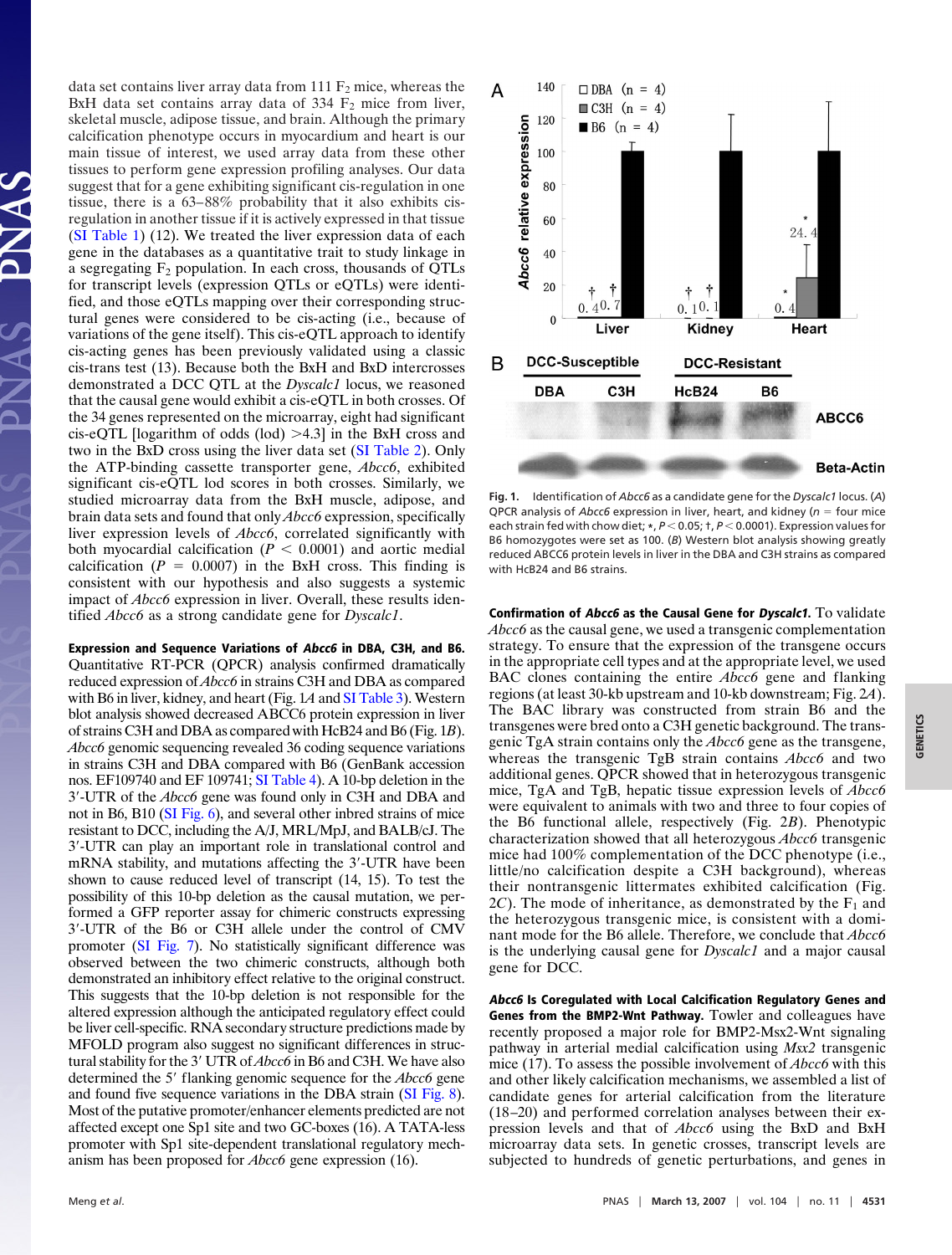data set contains liver array data from 111 $F_2$ mice, whereas the BxH data set contains array data of 334 $F_2$ mice from liver, skeletal muscle, adipose tissue, and brain. Although the primary calcification phenotype occurs in myocardium and heart is our main tissue of interest, we used array data from these other tissues to perform gene expression profiling analyses. Our data suggest that for a gene exhibiting significant cis-regulation in one tissue, there is a 63–88% probability that it also exhibits cis-regulation in another tissue if it is actively expressed in that tissue (SI Table 1) (12). We treated the liver expression data of each gene in the databases as a quantitative trait to study linkage in a segregating $F_2$ population. In each cross, thousands of QTLs for transcript levels (expression QTLs or eQTLs) were identified, and those eQTLs mapping over their corresponding structural genes were considered to be cis-acting (i.e., because of variations of the gene itself). This cis-eQTL approach to identify cis-acting genes has been previously validated using a classic cis-trans test (13). Because both the BxH and BxD intercrosses demonstrated a DCC QTL at the *Dyscalc1* locus, we reasoned that the causal gene would exhibit a cis-eQTL in both crosses. Of the 34 genes represented on the microarray, eight had significant cis-eQTL [logarithm of odds (lod) >4.3] in the BxH cross and two in the BxD cross using the liver data set (SI Table 2). Only the ATP-binding cassette transporter gene, *Abcc6*, exhibited significant cis-eQTL lod scores in both crosses. Similarly, we studied microarray data from the BxH muscle, adipose, and brain data sets and found that only *Abcc6* expression, specifically liver expression levels of *Abcc6*, correlated significantly with both myocardial calcification ($P < 0.0001$) and aortic medial calcification ($P = 0.0007$) in the BxH cross. This finding is consistent with our hypothesis and also suggests a systemic impact of *Abcc6* expression in liver. Overall, these results identified *Abcc6* as a strong candidate gene for *Dyscalc1*.

**Expression and Sequence Variations of *Abcc6* in DBA, C3H, and B6.** Quantitative RT-PCR (QPCR) analysis confirmed dramatically reduced expression of *Abcc6* in strains C3H and DBA as compared with B6 in liver, kidney, and heart (Fig. 1*A* and SI Table 3). Western blot analysis showed decreased ABCC6 protein expression in liver of strains C3H and DBA as compared with HcB24 and B6 (Fig. 1*B*). *Abcc6* genomic sequencing revealed 36 coding sequence variations in strains C3H and DBA compared with B6 (GenBank accession nos. EF109740 and EF 109741; SI Table 4). A 10-bp deletion in the 3′-UTR of the *Abcc6* gene was found only in C3H and DBA and not in B6, B10 (SI Fig. 6), and several other inbred strains of mice resistant to DCC, including the A/J, MRL/MpJ, and BALB/cJ. The 3′-UTR can play an important role in translational control and mRNA stability, and mutations affecting the 3′-UTR have been shown to cause reduced level of transcript (14, 15). To test the possibility of this 10-bp deletion as the causal mutation, we performed a GFP reporter assay for chimeric constructs expressing 3′-UTR of the B6 or C3H allele under the control of CMV promoter (SI Fig. 7). No statistically significant difference was observed between the two chimeric constructs, although both demonstrated an inhibitory effect relative to the original construct. This suggests that the 10-bp deletion is not responsible for the altered expression although the anticipated regulatory effect could be liver cell-specific. RNA secondary structure predictions made by MFOLD program also suggest no significant differences in structural stability for the 3′ UTR of *Abcc6* in B6 and C3H. We have also determined the 5′ flanking genomic sequence for the *Abcc6* gene and found five sequence variations in the DBA strain (SI Fig. 8). Most of the putative promoter/enhancer elements predicted are not affected except one Sp1 site and two GC-boxes (16). A TATA-less promoter with Sp1 site-dependent translational regulatory mechanism has been proposed for *Abcc6* gene expression (16).

**Fig. 1.** Identification of *Abcc6* as a candidate gene for the *Dyscalc1* locus. (*A*) QPCR analysis of *Abcc6* expression in liver, heart, and kidney ($n$ = four mice each strain fed with chow diet; *, $P < 0.05$; †, $P < 0.0001$). Expression values for B6 homozygotes were set as 100. (*B*) Western blot analysis showing greatly reduced ABCC6 protein levels in liver in the DBA and C3H strains as compared with HcB24 and B6 strains.

**Confirmation of *Abcc6* as the Causal Gene for *Dyscalc1*.** To validate *Abcc6* as the causal gene, we used a transgenic complementation strategy. To ensure that the expression of the transgene occurs in the appropriate cell types and at the appropriate level, we used BAC clones containing the entire *Abcc6* gene and flanking regions (at least 30-kb upstream and 10-kb downstream; Fig. 2*A*). The BAC library was constructed from strain B6 and the transgenes were bred onto a C3H genetic background. The transgenic TgA strain contains only the *Abcc6* gene as the transgene, whereas the transgenic TgB strain contains *Abcc6* and two additional genes. QPCR showed that in heterozygous transgenic mice, TgA and TgB, hepatic tissue expression levels of *Abcc6* were equivalent to animals with two and three to four copies of the B6 functional allele, respectively (Fig. 2*B*). Phenotypic characterization showed that all heterozygous *Abcc6* transgenic mice had 100% complementation of the DCC phenotype (i.e., little/no calcification despite a C3H background), whereas their nontransgenic littermates exhibited calcification (Fig. 2*C*). The mode of inheritance, as demonstrated by the $F_1$ and the heterozygous transgenic mice, is consistent with a dominant mode for the B6 allele. Therefore, we conclude that *Abcc6* is the underlying causal gene for *Dyscalc1* and a major causal gene for DCC.

***Abcc6* Is Coregulated with Local Calcification Regulatory Genes and Genes from the BMP2-Wnt Pathway.** Towler and colleagues have recently proposed a major role for BMP2-Msx2-Wnt signaling pathway in arterial medial calcification using *Msx2* transgenic mice (17). To assess the possible involvement of *Abcc6* with this and other likely calcification mechanisms, we assembled a list of candidate genes for arterial calcification from the literature (18–20) and performed correlation analyses between their expression levels and that of *Abcc6* using the BxD and BxH microarray data sets. In genetic crosses, transcript levels are subjected to hundreds of genetic perturbations, and genes in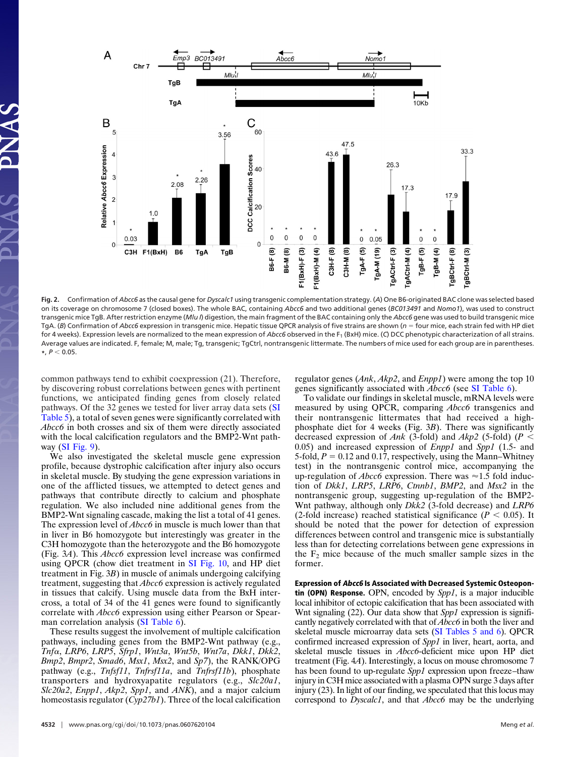**Fig. 2.** Confirmation of *Abcc6* as the causal gene for *Dyscalc1* using transgenic complementation strategy. (*A*) One B6-originated BAC clone was selected based on its coverage on chromosome 7 (closed boxes). The whole BAC, containing *Abcc6* and two additional genes (*BC013491* and *Nomo1*), was used to construct transgenic mice TgB. After restriction enzyme (*Mlu I*) digestion, the main fragment of the BAC containing only the *Abcc6* gene was used to build transgenic mice TgA. (*B*) Confirmation of *Abcc6* expression in transgenic mice. Hepatic tissue QPCR analysis of five strains are shown (*n* = four mice, each strain fed with HP diet for 4 weeks). Expression levels are normalized to the mean expression of *Abcc6* observed in the $F_1$ (BxH) mice. (*C*) DCC phenotypic characterization of all strains. Average values are indicated. F, female; M, male; Tg, transgenic; TgCtrl, nontransgenic littermate. The numbers of mice used for each group are in parentheses. *, $P < 0.05$.

common pathways tend to exhibit coexpression (21). Therefore, by discovering robust correlations between genes with pertinent functions, we anticipated finding genes from closely related pathways. Of the 32 genes we tested for liver array data sets (SI Table 5), a total of seven genes were significantly correlated with *Abcc6* in both crosses and six of them were directly associated with the local calcification regulators and the BMP2-Wnt pathway (SI Fig. 9).

We also investigated the skeletal muscle gene expression profile, because dystrophic calcification after injury also occurs in skeletal muscle. By studying the gene expression variations in one of the afflicted tissues, we attempted to detect genes and pathways that contribute directly to calcium and phosphate regulation. We also included nine additional genes from the BMP2-Wnt signaling cascade, making the list a total of 41 genes. The expression level of *Abcc6* in muscle is much lower than that in liver in B6 homozygote but interestingly was greater in the C3H homozygote than the heterozygote and the B6 homozygote (Fig. 3*A*). This *Abcc6* expression level increase was confirmed using QPCR (chow diet treatment in SI Fig. 10, and HP diet treatment in Fig. 3*B*) in muscle of animals undergoing calcifying treatment, suggesting that *Abcc6* expression is actively regulated in tissues that calcify. Using muscle data from the BxH intercross, a total of 34 of the 41 genes were found to significantly correlate with *Abcc6* expression using either Pearson or Spearman correlation analysis (SI Table 6).

These results suggest the involvement of multiple calcification pathways, including genes from the BMP2-Wnt pathway (e.g., *Tnfα*, *LRP6*, *LRP5*, *Sfrp1*, *Wnt3a*, *Wnt5b*, *Wnt7a*, *Dkk1*, *Dkk2*, *Bmp2*, *Bmpr2*, *Smad6*, *Msx1*, *Msx2*, and *Sp7*), the RANK/OPG pathway (e.g., *Tnfsf11*, *Tnfrsf11a*, and *Tnfrsf11b*), phosphate transporters and hydroxyapatite regulators (e.g., *Slc20a1*, *Slc20a2*, *Enpp1*, *Akp2*, *Spp1*, and *ANK*), and a major calcium homeostasis regulator (*Cyp27b1*). Three of the local calcification regulator genes (*Ank*, *Akp2*, and *Enpp1*) were among the top 10 genes significantly associated with *Abcc6* (see SI Table 6).

To validate our findings in skeletal muscle, mRNA levels were measured by using QPCR, comparing *Abcc6* transgenics and their nontransgenic littermates that had received a high-phosphate diet for 4 weeks (Fig. 3*B*). There was significantly decreased expression of *Ank* (3-fold) and *Akp2* (5-fold) ($P < 0.05$) and increased expression of *Enpp1* and *Spp1* (1.5- and 5-fold, $P = 0.12$ and 0.17, respectively, using the Mann–Whitney test) in the nontransgenic control mice, accompanying the up-regulation of *Abcc6* expression. There was ≈1.5 fold induction of *Dkk1*, *LRP5*, *LRP6*, *Ctnnb1*, *BMP2*, and *Msx2* in the nontransgenic group, suggesting up-regulation of the BMP2-Wnt pathway, although only *Dkk2* (3-fold decrease) and *LRP6* (2-fold increase) reached statistical significance ($P < 0.05$). It should be noted that the power for detection of expression differences between control and transgenic mice is substantially less than for detecting correlations between gene expressions in the $F_2$ mice because of the much smaller sample sizes in the former.

**Expression of *Abcc6* Is Associated with Decreased Systemic Osteopontin (OPN) Response.** OPN, encoded by *Spp1*, is a major inducible local inhibitor of ectopic calcification that has been associated with Wnt signaling (22). Our data show that *Spp1* expression is significantly negatively correlated with that of *Abcc6* in both the liver and skeletal muscle microarray data sets (SI Tables 5 and 6). QPCR confirmed increased expression of *Spp1* in liver, heart, aorta, and skeletal muscle tissues in *Abcc6*-deficient mice upon HP diet treatment (Fig. 4*A*). Interestingly, a locus on mouse chromosome 7 has been found to up-regulate *Spp1* expression upon freeze–thaw injury in C3H mice associated with a plasma OPN surge 3 days after injury (23). In light of our finding, we speculated that this locus may correspond to *Dyscalc1*, and that *Abcc6* may be the underlying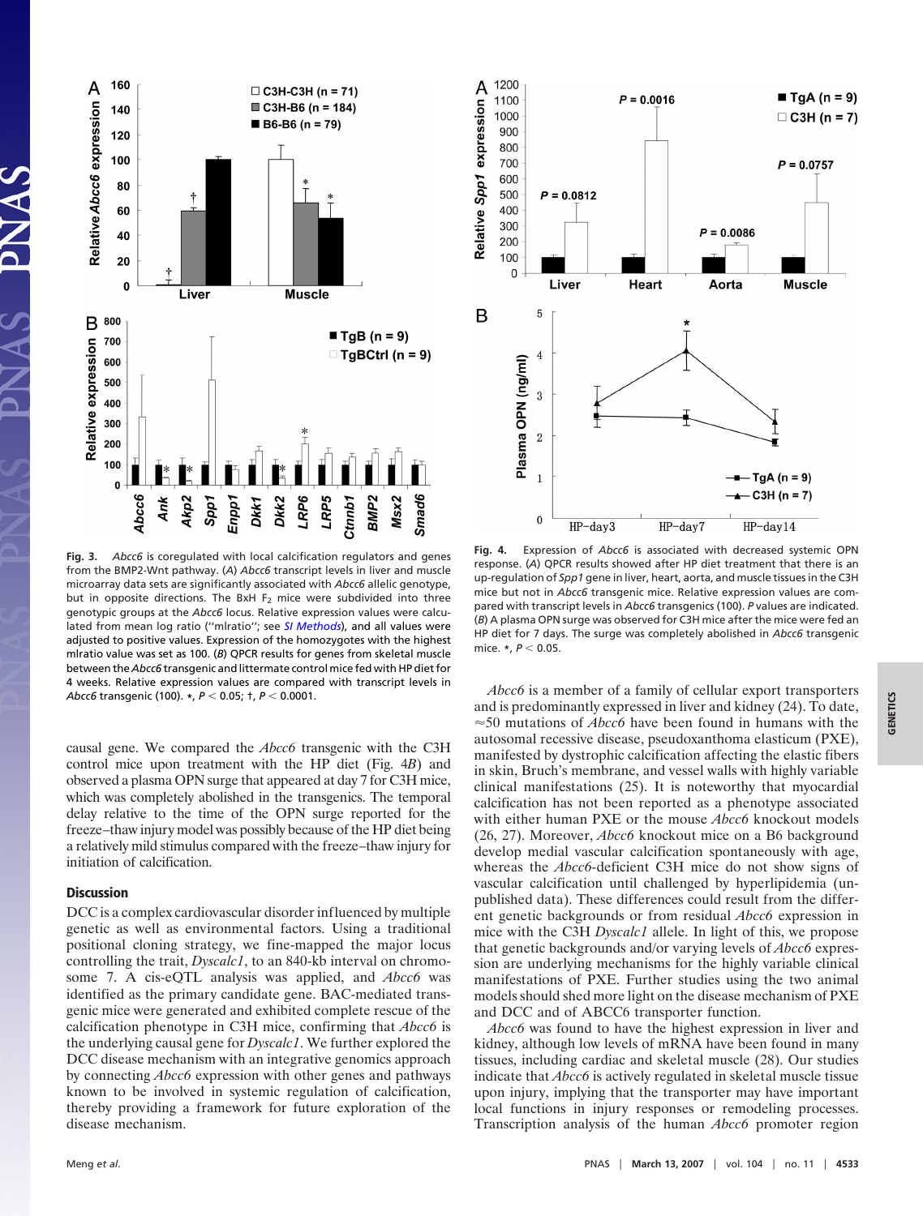**Fig. 3.** *Abcc6* is coregulated with local calcification regulators and genes from the BMP2-Wnt pathway. (*A*) *Abcc6* transcript levels in liver and muscle microarray data sets are significantly associated with *Abcc6* allelic genotype, but in opposite directions. The BxH $F_2$ mice were subdivided into three genotypic groups at the *Abcc6* locus. Relative expression values were calculated from mean log ratio ("mlratio"; see *SI Methods*), and all values were adjusted to positive values. Expression of the homozygotes with the highest mlratio value was set as 100. (*B*) QPCR results for genes from skeletal muscle between the *Abcc6* transgenic and littermate control mice fed with HP diet for 4 weeks. Relative expression values are compared with transcript levels in *Abcc6* transgenic (100). *, $P < 0.05$; †, $P < 0.0001$.

**Fig. 4.** Expression of *Abcc6* is associated with decreased systemic OPN response. (*A*) QPCR results showed after HP diet treatment that there is an up-regulation of *Spp1* gene in liver, heart, aorta, and muscle tissues in the C3H mice but not in *Abcc6* transgenic mice. Relative expression values are compared with transcript levels in *Abcc6* transgenics (100). *P* values are indicated. (*B*) A plasma OPN surge was observed for C3H mice after the mice were fed an HP diet for 7 days. The surge was completely abolished in *Abcc6* transgenic mice. *, $P < 0.05$.

causal gene. We compared the *Abcc6* transgenic with the C3H control mice upon treatment with the HP diet (Fig. 4*B*) and observed a plasma OPN surge that appeared at day 7 for C3H mice, which was completely abolished in the transgenics. The temporal delay relative to the time of the OPN surge reported for the freeze–thaw injury model was possibly because of the HP diet being a relatively mild stimulus compared with the freeze–thaw injury for initiation of calcification.

## Discussion

DCC is a complex cardiovascular disorder influenced by multiple genetic as well as environmental factors. Using a traditional positional cloning strategy, we fine-mapped the major locus controlling the trait, *Dyscalc1*, to an 840-kb interval on chromosome 7. A cis-eQTL analysis was applied, and *Abcc6* was identified as the primary candidate gene. BAC-mediated transgenic mice were generated and exhibited complete rescue of the calcification phenotype in C3H mice, confirming that *Abcc6* is the underlying causal gene for *Dyscalc1*. We further explored the DCC disease mechanism with an integrative genomics approach by connecting *Abcc6* expression with other genes and pathways known to be involved in systemic regulation of calcification, thereby providing a framework for future exploration of the disease mechanism.

*Abcc6* is a member of a family of cellular export transporters and is predominantly expressed in liver and kidney (24). To date, ≈50 mutations of *Abcc6* have been found in humans with the autosomal recessive disease, pseudoxanthoma elasticum (PXE), manifested by dystrophic calcification affecting the elastic fibers in skin, Bruch's membrane, and vessel walls with highly variable clinical manifestations (25). It is noteworthy that myocardial calcification has not been reported as a phenotype associated with either human PXE or the mouse *Abcc6* knockout models (26, 27). Moreover, *Abcc6* knockout mice on a B6 background develop medial vascular calcification spontaneously with age, whereas the *Abcc6*-deficient C3H mice do not show signs of vascular calcification until challenged by hyperlipidemia (unpublished data). These differences could result from the different genetic backgrounds or from residual *Abcc6* expression in mice with the C3H *Dyscalc1* allele. In light of this, we propose that genetic backgrounds and/or varying levels of *Abcc6* expression are underlying mechanisms for the highly variable clinical manifestations of PXE. Further studies using the two animal models should shed more light on the disease mechanism of PXE and DCC and of ABCC6 transporter function.

*Abcc6* was found to have the highest expression in liver and kidney, although low levels of mRNA have been found in many tissues, including cardiac and skeletal muscle (28). Our studies indicate that *Abcc6* is actively regulated in skeletal muscle tissue upon injury, implying that the transporter may have important local functions in injury responses or remodeling processes. Transcription analysis of the human *Abcc6* promoter region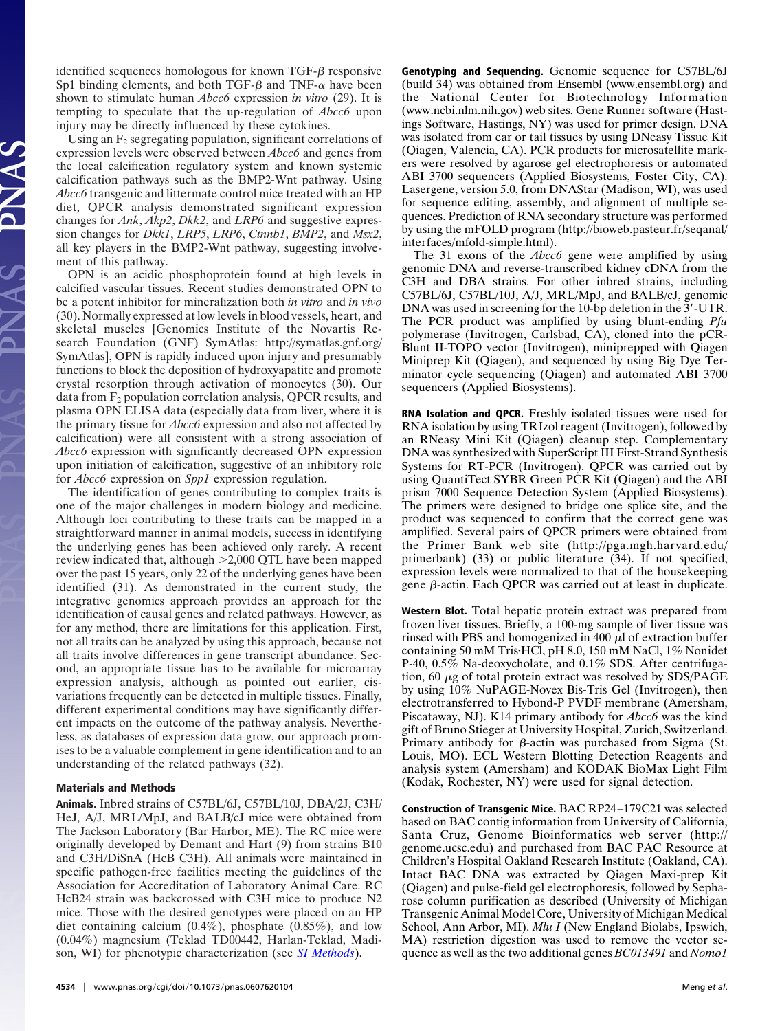identified sequences homologous for known TGF-$\beta$ responsive Sp1 binding elements, and both TGF-$\beta$ and TNF-$\alpha$ have been shown to stimulate human *Abcc6* expression *in vitro* (29). It is tempting to speculate that the up-regulation of *Abcc6* upon injury may be directly influenced by these cytokines.

Using an $F_2$ segregating population, significant correlations of expression levels were observed between *Abcc6* and genes from the local calcification regulatory system and known systemic calcification pathways such as the BMP2-Wnt pathway. Using *Abcc6* transgenic and littermate control mice treated with an HP diet, QPCR analysis demonstrated significant expression changes for *Ank*, *Akp2*, *Dkk2*, and *LRP6* and suggestive expression changes for *Dkk1*, *LRP5*, *LRP6*, *Ctnnb1*, *BMP2*, and *Msx2*, all key players in the BMP2-Wnt pathway, suggesting involvement of this pathway.

OPN is an acidic phosphoprotein found at high levels in calcified vascular tissues. Recent studies demonstrated OPN to be a potent inhibitor for mineralization both *in vitro* and *in vivo* (30). Normally expressed at low levels in blood vessels, heart, and skeletal muscles [Genomics Institute of the Novartis Research Foundation (GNF) SymAtlas: http://symatlas.gnf.org/SymAtlas], OPN is rapidly induced upon injury and presumably functions to block the deposition of hydroxyapatite and promote crystal resorption through activation of monocytes (30). Our data from $F_2$ population correlation analysis, QPCR results, and plasma OPN ELISA data (especially data from liver, where it is the primary tissue for *Abcc6* expression and also not affected by calcification) were all consistent with a strong association of *Abcc6* expression with significantly decreased OPN expression upon initiation of calcification, suggestive of an inhibitory role for *Abcc6* expression on *Spp1* expression regulation.

The identification of genes contributing to complex traits is one of the major challenges in modern biology and medicine. Although loci contributing to these traits can be mapped in a straightforward manner in animal models, success in identifying the underlying genes has been achieved only rarely. A recent review indicated that, although >2,000 QTL have been mapped over the past 15 years, only 22 of the underlying genes have been identified (31). As demonstrated in the current study, the integrative genomics approach provides an approach for the identification of causal genes and related pathways. However, as for any method, there are limitations for this application. First, not all traits can be analyzed by using this approach, because not all traits involve differences in gene transcript abundance. Second, an appropriate tissue has to be available for microarray expression analysis, although as pointed out earlier, cis-variations frequently can be detected in multiple tissues. Finally, different experimental conditions may have significantly different impacts on the outcome of the pathway analysis. Nevertheless, as databases of expression data grow, our approach promises to be a valuable complement in gene identification and to an understanding of the related pathways (32).

## Materials and Methods

**Animals.** Inbred strains of C57BL/6J, C57BL/10J, DBA/2J, C3H/HeJ, A/J, MRL/MpJ, and BALB/cJ mice were obtained from The Jackson Laboratory (Bar Harbor, ME). The RC mice were originally developed by Demant and Hart (9) from strains B10 and C3H/DiSnA (HcB C3H). All animals were maintained in specific pathogen-free facilities meeting the guidelines of the Association for Accreditation of Laboratory Animal Care. RC HcB24 strain was backcrossed with C3H mice to produce N2 mice. Those with the desired genotypes were placed on an HP diet containing calcium (0.4%), phosphate (0.85%), and low (0.04%) magnesium (Teklad TD00442, Harlan-Teklad, Madison, WI) for phenotypic characterization (see *SI Methods*).

**Genotyping and Sequencing.** Genomic sequence for C57BL/6J (build 34) was obtained from Ensembl (www.ensembl.org) and the National Center for Biotechnology Information (www.ncbi.nlm.nih.gov) web sites. Gene Runner software (Hastings Software, Hastings, NY) was used for primer design. DNA was isolated from ear or tail tissues by using DNeasy Tissue Kit (Qiagen, Valencia, CA). PCR products for microsatellite markers were resolved by agarose gel electrophoresis or automated ABI 3700 sequencers (Applied Biosystems, Foster City, CA). Lasergene, version 5.0, from DNAStar (Madison, WI), was used for sequence editing, assembly, and alignment of multiple sequences. Prediction of RNA secondary structure was performed by using the mFOLD program (http://bioweb.pasteur.fr/seqanal/interfaces/mfold-simple.html).

The 31 exons of the *Abcc6* gene were amplified by using genomic DNA and reverse-transcribed kidney cDNA from the C3H and DBA strains. For other inbred strains, including C57BL/6J, C57BL/10J, A/J, MRL/MpJ, and BALB/cJ, genomic DNA was used in screening for the 10-bp deletion in the 3′-UTR. The PCR product was amplified by using blunt-ending *Pfu* polymerase (Invitrogen, Carlsbad, CA), cloned into the pCR-Blunt II-TOPO vector (Invitrogen), miniprepped with Qiagen Miniprep Kit (Qiagen), and sequenced by using Big Dye Terminator cycle sequencing (Qiagen) and automated ABI 3700 sequencers (Applied Biosystems).

**RNA Isolation and QPCR.** Freshly isolated tissues were used for RNA isolation by using TRIzol reagent (Invitrogen), followed by an RNeasy Mini Kit (Qiagen) cleanup step. Complementary DNA was synthesized with SuperScript III First-Strand Synthesis Systems for RT-PCR (Invitrogen). QPCR was carried out by using QuantiTect SYBR Green PCR Kit (Qiagen) and the ABI prism 7000 Sequence Detection System (Applied Biosystems). The primers were designed to bridge one splice site, and the product was sequenced to confirm that the correct gene was amplified. Several pairs of QPCR primers were obtained from the Primer Bank web site (http://pga.mgh.harvard.edu/primerbank) (33) or public literature (34). If not specified, expression levels were normalized to that of the housekeeping gene $\beta$-actin. Each QPCR was carried out at least in duplicate.

**Western Blot.** Total hepatic protein extract was prepared from frozen liver tissues. Briefly, a 100-mg sample of liver tissue was rinsed with PBS and homogenized in 400 $\mu$l of extraction buffer containing 50 mM Tris·HCl, pH 8.0, 150 mM NaCl, 1% Nonidet P-40, 0.5% Na-deoxycholate, and 0.1% SDS. After centrifugation, 60 $\mu$g of total protein extract was resolved by SDS/PAGE by using 10% NuPAGE-Novex Bis-Tris Gel (Invitrogen), then electrotransferred to Hybond-P PVDF membrane (Amersham, Piscataway, NJ). K14 primary antibody for *Abcc6* was the kind gift of Bruno Stieger at University Hospital, Zurich, Switzerland. Primary antibody for $\beta$-actin was purchased from Sigma (St. Louis, MO). ECL Western Blotting Detection Reagents and analysis system (Amersham) and KODAK BioMax Light Film (Kodak, Rochester, NY) were used for signal detection.

**Construction of Transgenic Mice.** BAC RP24–179C21 was selected based on BAC contig information from University of California, Santa Cruz, Genome Bioinformatics web server (http://genome.ucsc.edu) and purchased from BAC PAC Resource at Children's Hospital Oakland Research Institute (Oakland, CA). Intact BAC DNA was extracted by Qiagen Maxi-prep Kit (Qiagen) and pulse-field gel electrophoresis, followed by Sepharose column purification as described (University of Michigan Transgenic Animal Model Core, University of Michigan Medical School, Ann Arbor, MI). *Mlu I* (New England Biolabs, Ipswich, MA) restriction digestion was used to remove the vector sequence as well as the two additional genes *BC013491* and *Nomo1*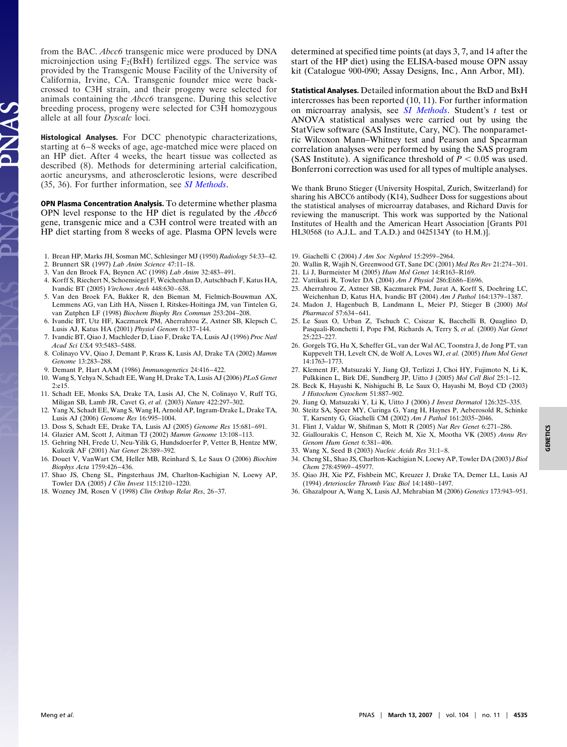from the BAC. *Abcc6* transgenic mice were produced by DNA microinjection using $F_2$(BxH) fertilized eggs. The service was provided by the Transgenic Mouse Facility of the University of California, Irvine, CA. Transgenic founder mice were backcrossed to C3H strain, and their progeny were selected for animals containing the *Abcc6* transgene. During this selective breeding process, progeny were selected for C3H homozygous allele at all four *Dyscalc* loci.

**Histological Analyses.** For DCC phenotypic characterizations, starting at 6–8 weeks of age, age-matched mice were placed on an HP diet. After 4 weeks, the heart tissue was collected as described (8). Methods for determining arterial calcification, aortic aneurysms, and atherosclerotic lesions, were described (35, 36). For further information, see *SI Methods*.

**OPN Plasma Concentration Analysis.** To determine whether plasma OPN level response to the HP diet is regulated by the *Abcc6* gene, transgenic mice and a C3H control were treated with an HP diet starting from 8 weeks of age. Plasma OPN levels were determined at specified time points (at days 3, 7, and 14 after the start of the HP diet) using the ELISA-based mouse OPN assay kit (Catalogue 900-090; Assay Designs, Inc., Ann Arbor, MI).

**Statistical Analyses.** Detailed information about the BxD and BxH intercrosses has been reported (10, 11). For further information on microarray analysis, see *SI Methods*. Student's *t* test or ANOVA statistical analyses were carried out by using the StatView software (SAS Institute, Cary, NC). The nonparametric Wilcoxon Mann–Whitney test and Pearson and Spearman correlation analyses were performed by using the SAS program (SAS Institute). A significance threshold of $P < 0.05$ was used. Bonferroni correction was used for all types of multiple analyses.

We thank Bruno Stieger (University Hospital, Zurich, Switzerland) for sharing his ABCC6 antibody (K14), Sudheer Doss for suggestions about the statistical analyses of microarray databases, and Richard Davis for reviewing the manuscript. This work was supported by the National Institutes of Health and the American Heart Association [Grants P01 HL30568 (to A.J.L. and T.A.D.) and 0425134Y (to H.M.)].

1. Brean HP, Marks JH, Sosman MC, Schlesinger MJ (1950) *Radiology* 54:33–42.
2. Brunnert SR (1997) *Lab Anim Science* 47:11–18.
3. Van den Broek FA, Beynen AC (1998) *Lab Anim* 32:483–491.
4. Korff S, Riechert N, Schoensiegel F, Weichenhan D, Autschbach F, Katus HA, Ivandic BT (2005) *Virchows Arch* 448:630–638.
5. Van den Broek FA, Bakker R, den Bieman M, Fielmich-Bouwman AX, Lemmens AG, van Lith HA, Nissen I, Ritskes-Hoitinga JM, van Tintelen G, van Zutphen LF (1998) *Biochem Biophy Res Commun* 253:204–208.
6. Ivandic BT, Utz HF, Kaczmarek PM, Aherrahrou Z, Axtner SB, Klepsch C, Lusis AJ, Katus HA (2001) *Physiol Genom* 6:137–144.
7. Ivandic BT, Qiao J, Machleder D, Liao F, Drake TA, Lusis AJ (1996) *Proc Natl Acad Sci USA* 93:5483–5488.
8. Colinayo VV, Qiao J, Demant P, Krass K, Lusis AJ, Drake TA (2002) *Mamm Genome* 13:283–288.
9. Demant P, Hart AAM (1986) *Immunogenetics* 24:416–422.
10. Wang S, Yehya N, Schadt EE, Wang H, Drake TA, Lusis AJ (2006) *PLoS Genet* 2:e15.
11. Schadt EE, Monks SA, Drake TA, Lusis AJ, Che N, Colinayo V, Ruff TG, Milligan SB, Lamb JR, Cavet G, *et al.* (2003) *Nature* 422:297–302.
12. Yang X, Schadt EE, Wang S, Wang H, Arnold AP, Ingram-Drake L, Drake TA, Lusis AJ (2006) *Genome Res* 16:995–1004.
13. Doss S, Schadt EE, Drake TA, Lusis AJ (2005) *Genome Res* 15:681–691.
14. Glazier AM, Scott J, Aitman TJ (2002) *Mamm Genome* 13:108–113.
15. Gehring NH, Frede U, Neu-Yilik G, Hundsdoerfer P, Vetter B, Hentze MW, Kulozik AF (2001) *Nat Genet* 28:389–392.
16. Douet V, VanWart CM, Heller MB, Reinhard S, Le Saux O (2006) *Biochim Biophys Acta* 1759:426–436.
17. Shao JS, Cheng SL, Pingsterhaus JM, Charlton-Kachigian N, Loewy AP, Towler DA (2005) *J Clin Invest* 115:1210–1220.
18. Wozney JM, Rosen V (1998) *Clin Orthop Relat Res*, 26–37.
19. Giachelli C (2004) *J Am Soc Nephrol* 15:2959–2964.
20. Wallin R, Wajih N, Greenwood GT, Sane DC (2001) *Med Res Rev* 21:274–301.
21. Li J, Burmeister M (2005) *Hum Mol Genet* 14:R163–R169.
22. Vattikuti R, Towler DA (2004) *Am J Physiol* 286:E686–E696.
23. Aherrahrou Z, Axtner SB, Kaczmarek PM, Jurat A, Korff S, Doehring LC, Weichenhan D, Katus HA, Ivandic BT (2004) *Am J Pathol* 164:1379–1387.
24. Madon J, Hagenbuch B, Landmann L, Meier PJ, Stieger B (2000) *Mol Pharmacol* 57:634–641.
25. Le Saux O, Urban Z, Tschuch C, Csiszar K, Bacchelli B, Quaglino D, Pasquali-Ronchetti I, Pope FM, Richards A, Terry S, *et al.* (2000) *Nat Genet* 25:223–227.
26. Gorgels TG, Hu X, Scheffer GL, van der Wal AC, Toonstra J, de Jong PT, van Kuppevelt TH, Levelt CN, de Wolf A, Loves WJ, *et al.* (2005) *Hum Mol Genet* 14:1763–1773.
27. Klement JF, Matsuzaki Y, Jiang QJ, Terlizzi J, Choi HY, Fujimoto N, Li K, Pulkkinen L, Birk DE, Sundberg JP, Uitto J (2005) *Mol Cell Biol* 25:1–12.
28. Beck K, Hayashi K, Nishiguchi B, Le Saux O, Hayashi M, Boyd CD (2003) *J Histochem Cytochem* 51:887–902.
29. Jiang Q, Matsuzaki Y, Li K, Uitto J (2006) *J Invest Dermatol* 126:325–335.
30. Steitz SA, Speer MY, Curinga G, Yang H, Haynes P, Aeberosold R, Schinke T, Karsenty G, Giachelli CM (2002) *Am J Pathol* 161:2035–2046.
31. Flint J, Valdar W, Shifman S, Mott R (2005) *Nat Rev Genet* 6:271–286.
32. Giallourakis C, Henson C, Reich M, Xie X, Mootha VK (2005) *Annu Rev Genom Hum Genet* 6:381–406.
33. Wang X, Seed B (2003) *Nucleic Acids Res* 31:1–8.
34. Cheng SL, Shao JS, Charlton-Kachigian N, Loewy AP, Towler DA (2003) *J Biol Chem* 278:45969–45977.
35. Qiao JH, Xie PZ, Fishbein MC, Kreuzer J, Drake TA, Demer LL, Lusis AJ (1994) *Arterioscler Thromb Vasc Biol* 14:1480–1497.
36. Ghazalpour A, Wang X, Lusis AJ, Mehrabian M (2006) *Genetics* 173:943–951.